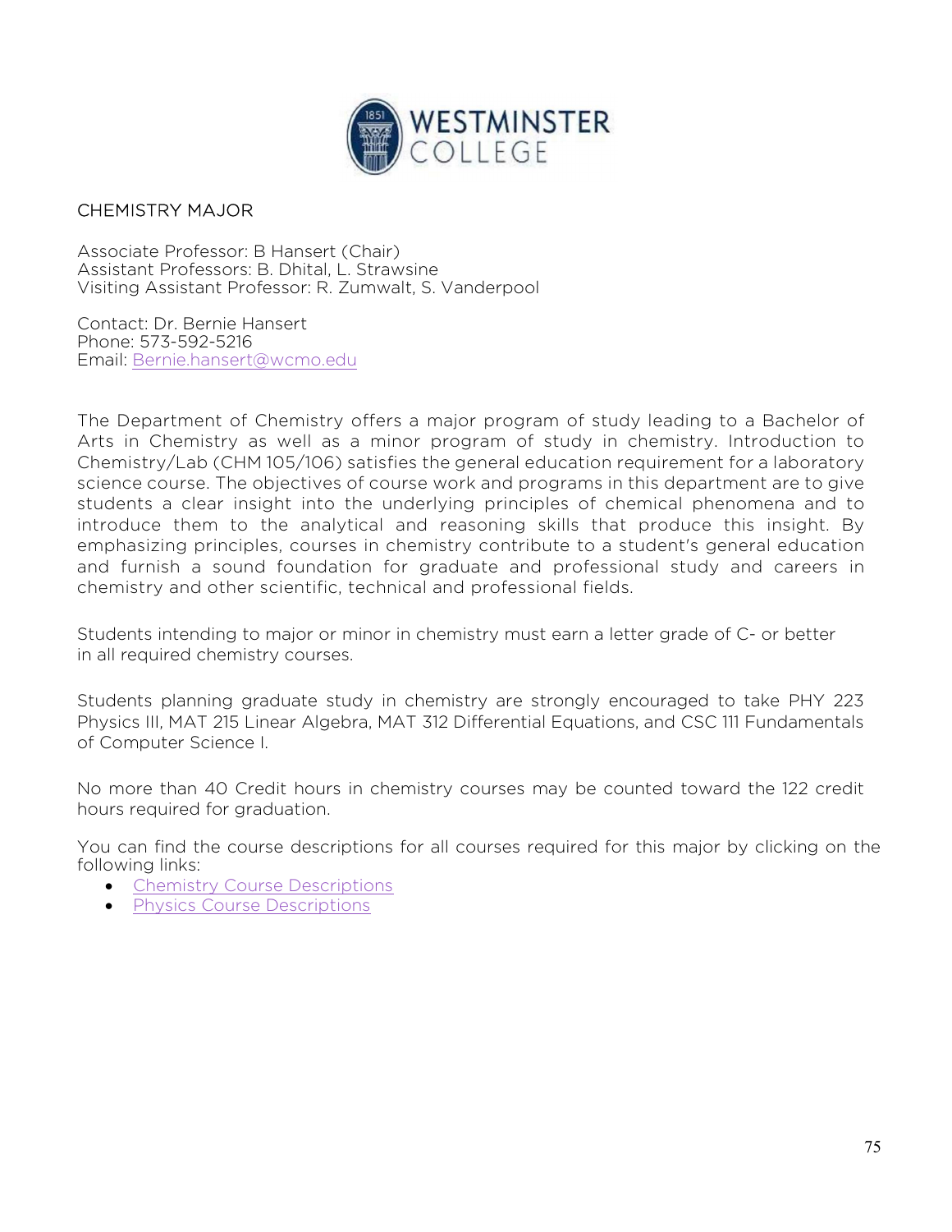# CHEMISTRY MAJOR

Associate Professor: B Hansert (Chair)
Assistant Professors: B. Dhital, L. Strawsine
Visiting Assistant Professor: R. Zumwalt, S. Vanderpool

Contact: Dr. Bernie Hansert
Phone: 573-592-5216
Email: Bernie.hansert@wcmo.edu

The Department of Chemistry offers a major program of study leading to a Bachelor of Arts in Chemistry as well as a minor program of study in chemistry. Introduction to Chemistry/Lab (CHM 105/106) satisfies the general education requirement for a laboratory science course. The objectives of course work and programs in this department are to give students a clear insight into the underlying principles of chemical phenomena and to introduce them to the analytical and reasoning skills that produce this insight. By emphasizing principles, courses in chemistry contribute to a student's general education and furnish a sound foundation for graduate and professional study and careers in chemistry and other scientific, technical and professional fields.

Students intending to major or minor in chemistry must earn a letter grade of C- or better in all required chemistry courses.

Students planning graduate study in chemistry are strongly encouraged to take PHY 223 Physics III, MAT 215 Linear Algebra, MAT 312 Differential Equations, and CSC 111 Fundamentals of Computer Science I.

No more than 40 Credit hours in chemistry courses may be counted toward the 122 credit hours required for graduation.

You can find the course descriptions for all courses required for this major by clicking on the following links:

- Chemistry Course Descriptions
- Physics Course Descriptions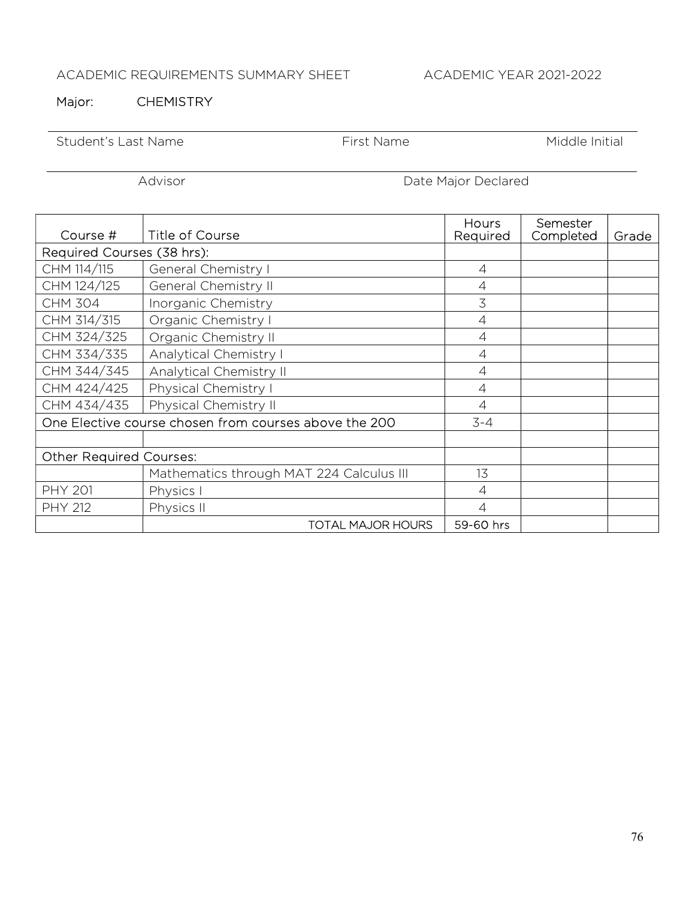ACADEMIC REQUIREMENTS SUMMARY SHEET ACADEMIC YEAR 2021-2022

Major: CHEMISTRY

Student's Last Name First Name Middle Initial

Advisor Date Major Declared

| Course # | Title of Course | Hours Required | Semester Completed | Grade |
|---|---|---|---|---|
| Required Courses (38 hrs): | | | | |
| CHM 114/115 | General Chemistry I | 4 | | |
| CHM 124/125 | General Chemistry II | 4 | | |
| CHM 304 | Inorganic Chemistry | 3 | | |
| CHM 314/315 | Organic Chemistry I | 4 | | |
| CHM 324/325 | Organic Chemistry II | 4 | | |
| CHM 334/335 | Analytical Chemistry I | 4 | | |
| CHM 344/345 | Analytical Chemistry II | 4 | | |
| CHM 424/425 | Physical Chemistry I | 4 | | |
| CHM 434/435 | Physical Chemistry II | 4 | | |
| One Elective course chosen from courses above the 200 | | 3-4 | | |
| | | | | |
| Other Required Courses: | | | | |
| | Mathematics through MAT 224 Calculus III | 13 | | |
| PHY 201 | Physics I | 4 | | |
| PHY 212 | Physics II | 4 | | |
| | TOTAL MAJOR HOURS | 59-60 hrs | | |